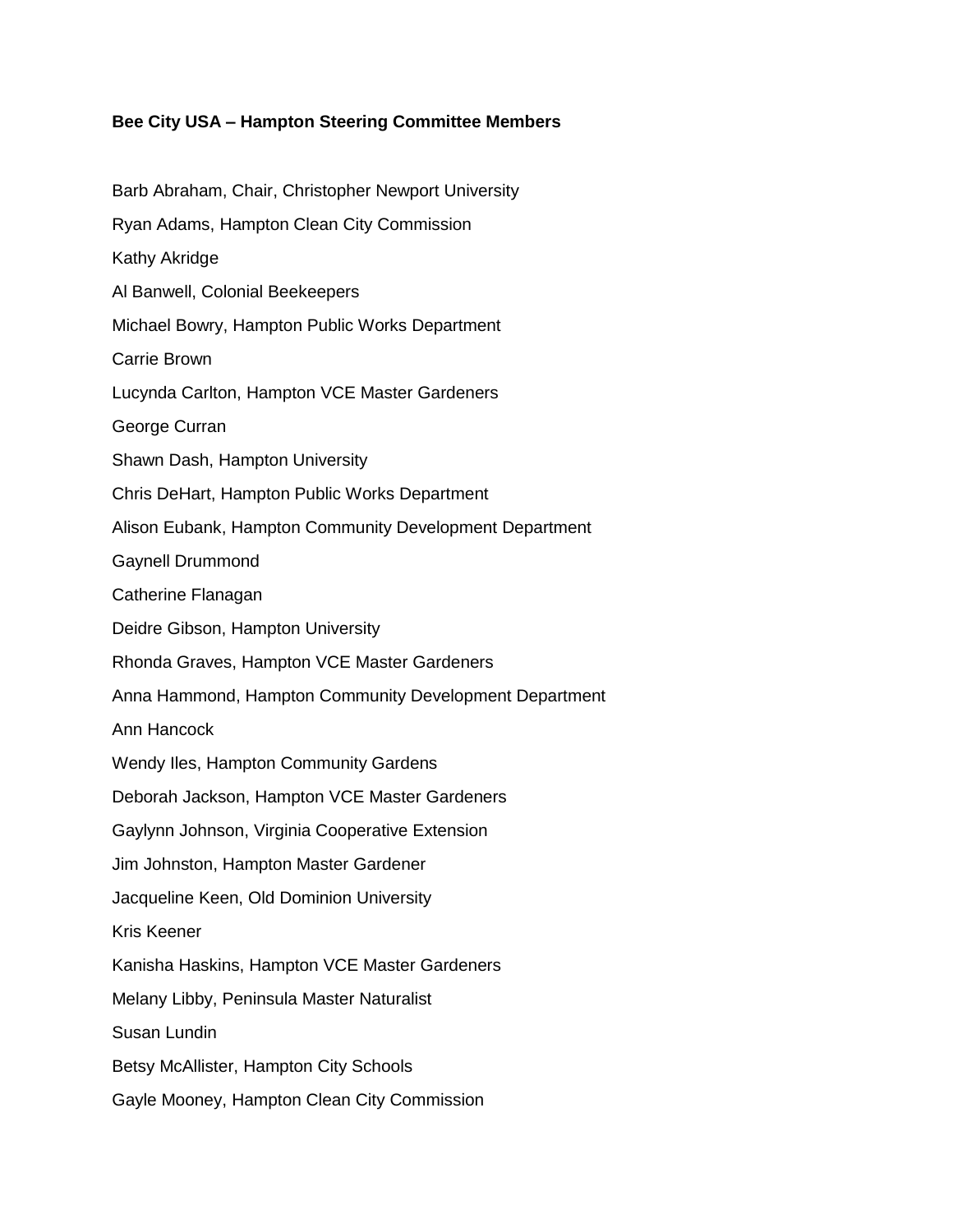**Bee City USA – Hampton Steering Committee Members**

Barb Abraham, Chair, Christopher Newport University

Ryan Adams, Hampton Clean City Commission

Kathy Akridge

Al Banwell, Colonial Beekeepers

Michael Bowry, Hampton Public Works Department

Carrie Brown

Lucynda Carlton, Hampton VCE Master Gardeners

George Curran

Shawn Dash, Hampton University

Chris DeHart, Hampton Public Works Department

Alison Eubank, Hampton Community Development Department

Gaynell Drummond

Catherine Flanagan

Deidre Gibson, Hampton University

Rhonda Graves, Hampton VCE Master Gardeners

Anna Hammond, Hampton Community Development Department

Ann Hancock

Wendy Iles, Hampton Community Gardens

Deborah Jackson, Hampton VCE Master Gardeners

Gaylynn Johnson, Virginia Cooperative Extension

Jim Johnston, Hampton Master Gardener

Jacqueline Keen, Old Dominion University

Kris Keener

Kanisha Haskins, Hampton VCE Master Gardeners

Melany Libby, Peninsula Master Naturalist

Susan Lundin

Betsy McAllister, Hampton City Schools

Gayle Mooney, Hampton Clean City Commission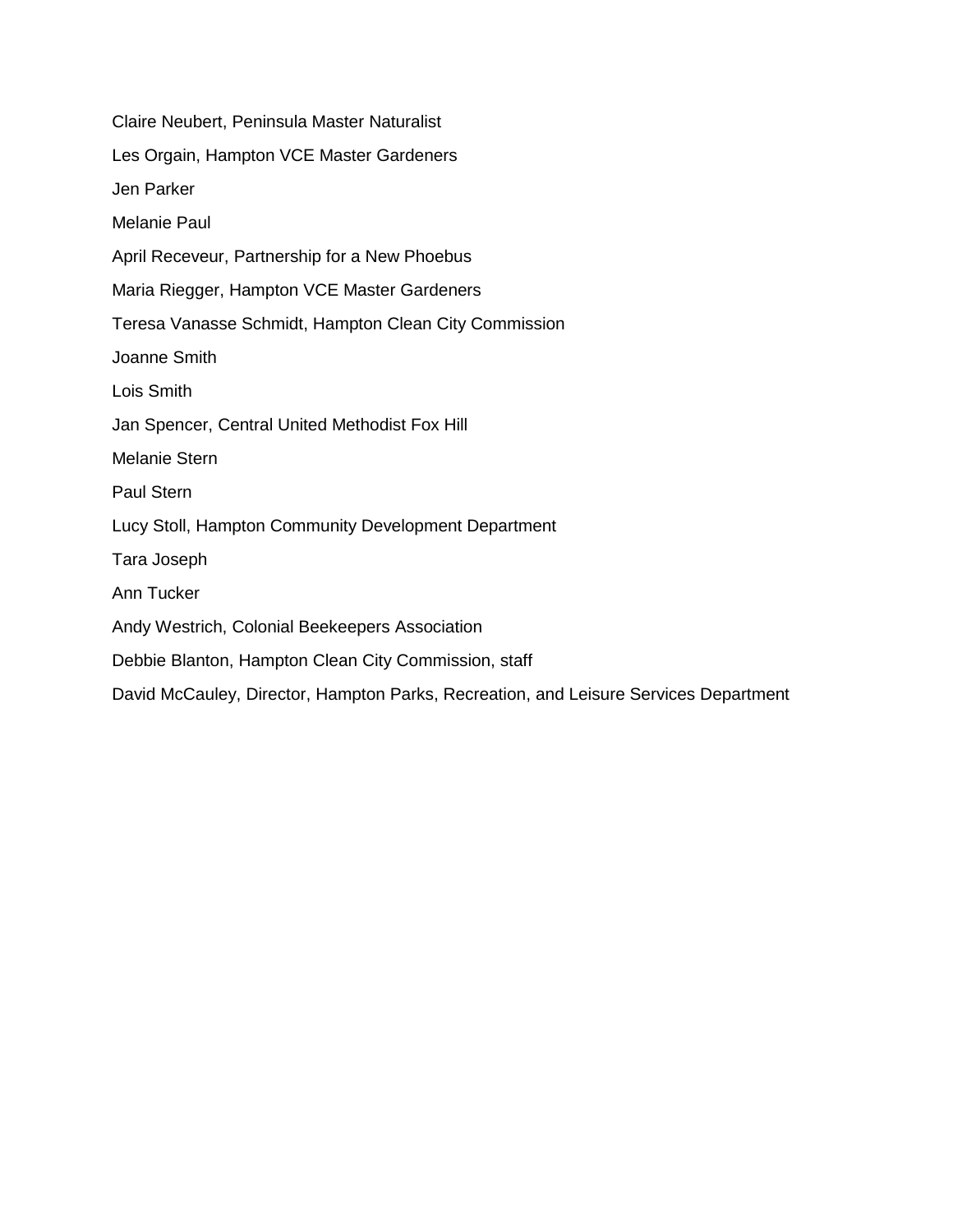Claire Neubert, Peninsula Master Naturalist

Les Orgain, Hampton VCE Master Gardeners

Jen Parker

Melanie Paul

April Receveur, Partnership for a New Phoebus

Maria Riegger, Hampton VCE Master Gardeners

Teresa Vanasse Schmidt, Hampton Clean City Commission

Joanne Smith

Lois Smith

Jan Spencer, Central United Methodist Fox Hill

Melanie Stern

Paul Stern

Lucy Stoll, Hampton Community Development Department

Tara Joseph

Ann Tucker

Andy Westrich, Colonial Beekeepers Association

Debbie Blanton, Hampton Clean City Commission, staff

David McCauley, Director, Hampton Parks, Recreation, and Leisure Services Department